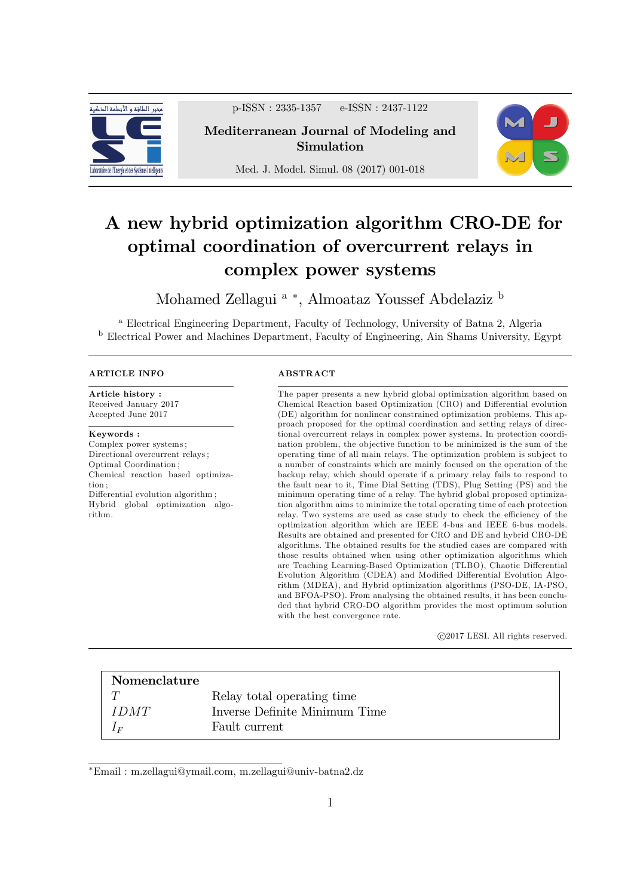# A new hybrid optimization algorithm CRO-DE for optimal coordination of overcurrent relays in complex power systems

Mohamed Zellagui [a] *, Almoataz Youssef Abdelaziz [b]

[a] Electrical Engineering Department, Faculty of Technology, University of Batna 2, Algeria
[b] Electrical Power and Machines Department, Faculty of Engineering, Ain Shams University, Egypt

**ARTICLE INFO**

**Article history :**
Received January 2017
Accepted June 2017

**Keywords :**
Complex power systems ;
Directional overcurrent relays ;
Optimal Coordination ;
Chemical reaction based optimization ;
Differential evolution algorithm ;
Hybrid global optimization algorithm.

**ABSTRACT**

The paper presents a new hybrid global optimization algorithm based on Chemical Reaction based Optimization (CRO) and Differential evolution (DE) algorithm for nonlinear constrained optimization problems. This approach proposed for the optimal coordination and setting relays of directional overcurrent relays in complex power systems. In protection coordination problem, the objective function to be minimized is the sum of the operating time of all main relays. The optimization problem is subject to a number of constraints which are mainly focused on the operation of the backup relay, which should operate if a primary relay fails to respond to the fault near to it, Time Dial Setting (TDS), Plug Setting (PS) and the minimum operating time of a relay. The hybrid global proposed optimization algorithm aims to minimize the total operating time of each protection relay. Two systems are used as case study to check the efficiency of the optimization algorithm which are IEEE 4-bus and IEEE 6-bus models. Results are obtained and presented for CRO and DE and hybrid CRO-DE algorithms. The obtained results for the studied cases are compared with those results obtained when using other optimization algorithms which are Teaching Learning-Based Optimization (TLBO), Chaotic Differential Evolution Algorithm (CDEA) and Modified Differential Evolution Algorithm (MDEA), and Hybrid optimization algorithms (PSO-DE, IA-PSO, and BFOA-PSO). From analysing the obtained results, it has been concluded that hybrid CRO-DO algorithm provides the most optimum solution with the best convergence rate.

©2017 LESI. All rights reserved.

| Nomenclature | |
|---|---|
| $T$ | Relay total operating time |
| $IDMT$ | Inverse Definite Minimum Time |
| $I_F$ | Fault current |

*Email : m.zellagui@ymail.com, m.zellagui@univ-batna2.dz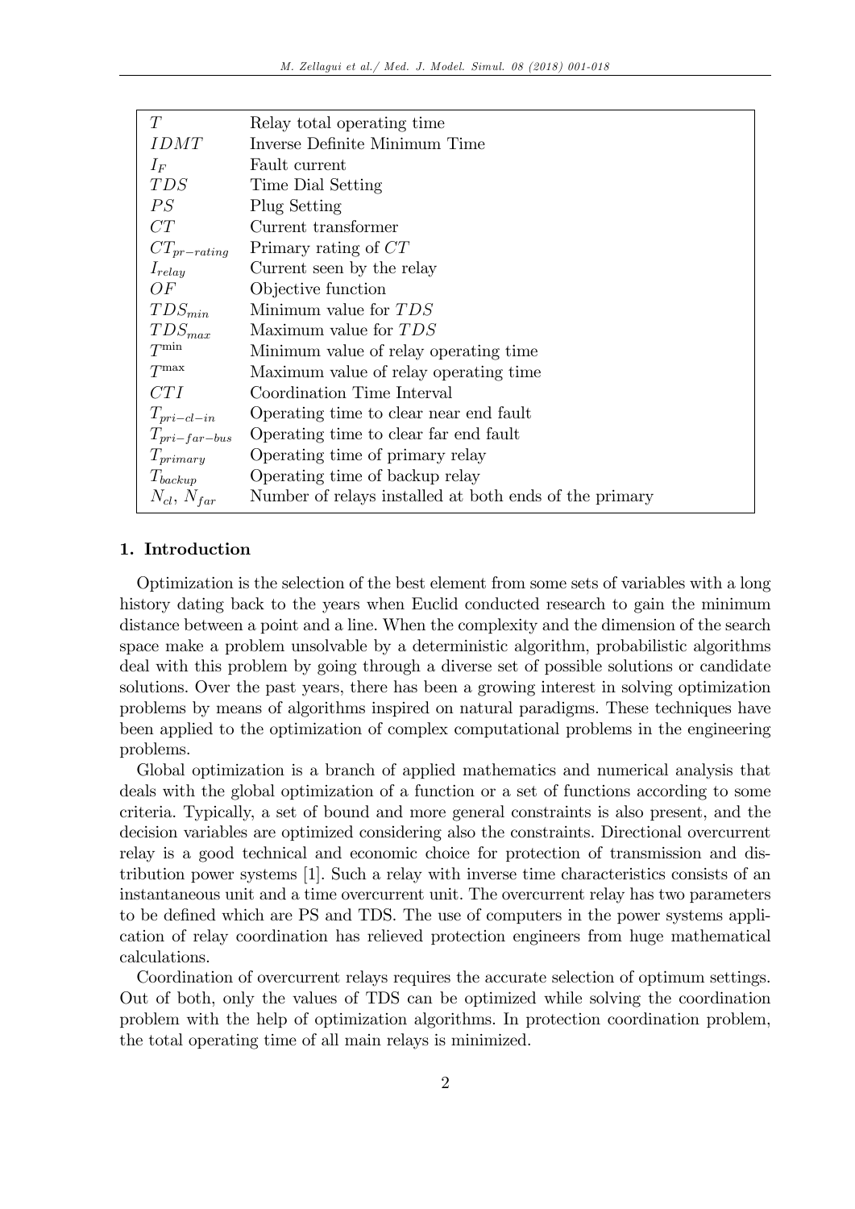| | |
|---|---|
| $T$ | Relay total operating time |
| $IDMT$ | Inverse Definite Minimum Time |
| $I_F$ | Fault current |
| $TDS$ | Time Dial Setting |
| $PS$ | Plug Setting |
| $CT$ | Current transformer |
| $CT_{pr-rating}$ | Primary rating of $CT$ |
| $I_{relay}$ | Current seen by the relay |
| $OF$ | Objective function |
| $TDS_{min}$ | Minimum value for $TDS$ |
| $TDS_{max}$ | Maximum value for $TDS$ |
| $T^{\min}$ | Minimum value of relay operating time |
| $T^{\max}$ | Maximum value of relay operating time |
| $CTI$ | Coordination Time Interval |
| $T_{pri-cl-in}$ | Operating time to clear near end fault |
| $T_{pri-far-bus}$ | Operating time to clear far end fault |
| $T_{primary}$ | Operating time of primary relay |
| $T_{backup}$ | Operating time of backup relay |
| $N_{cl}$, $N_{far}$ | Number of relays installed at both ends of the primary |

## 1. Introduction

Optimization is the selection of the best element from some sets of variables with a long history dating back to the years when Euclid conducted research to gain the minimum distance between a point and a line. When the complexity and the dimension of the search space make a problem unsolvable by a deterministic algorithm, probabilistic algorithms deal with this problem by going through a diverse set of possible solutions or candidate solutions. Over the past years, there has been a growing interest in solving optimization problems by means of algorithms inspired on natural paradigms. These techniques have been applied to the optimization of complex computational problems in the engineering problems.

Global optimization is a branch of applied mathematics and numerical analysis that deals with the global optimization of a function or a set of functions according to some criteria. Typically, a set of bound and more general constraints is also present, and the decision variables are optimized considering also the constraints. Directional overcurrent relay is a good technical and economic choice for protection of transmission and distribution power systems [1]. Such a relay with inverse time characteristics consists of an instantaneous unit and a time overcurrent unit. The overcurrent relay has two parameters to be defined which are PS and TDS. The use of computers in the power systems application of relay coordination has relieved protection engineers from huge mathematical calculations.

Coordination of overcurrent relays requires the accurate selection of optimum settings. Out of both, only the values of TDS can be optimized while solving the coordination problem with the help of optimization algorithms. In protection coordination problem, the total operating time of all main relays is minimized.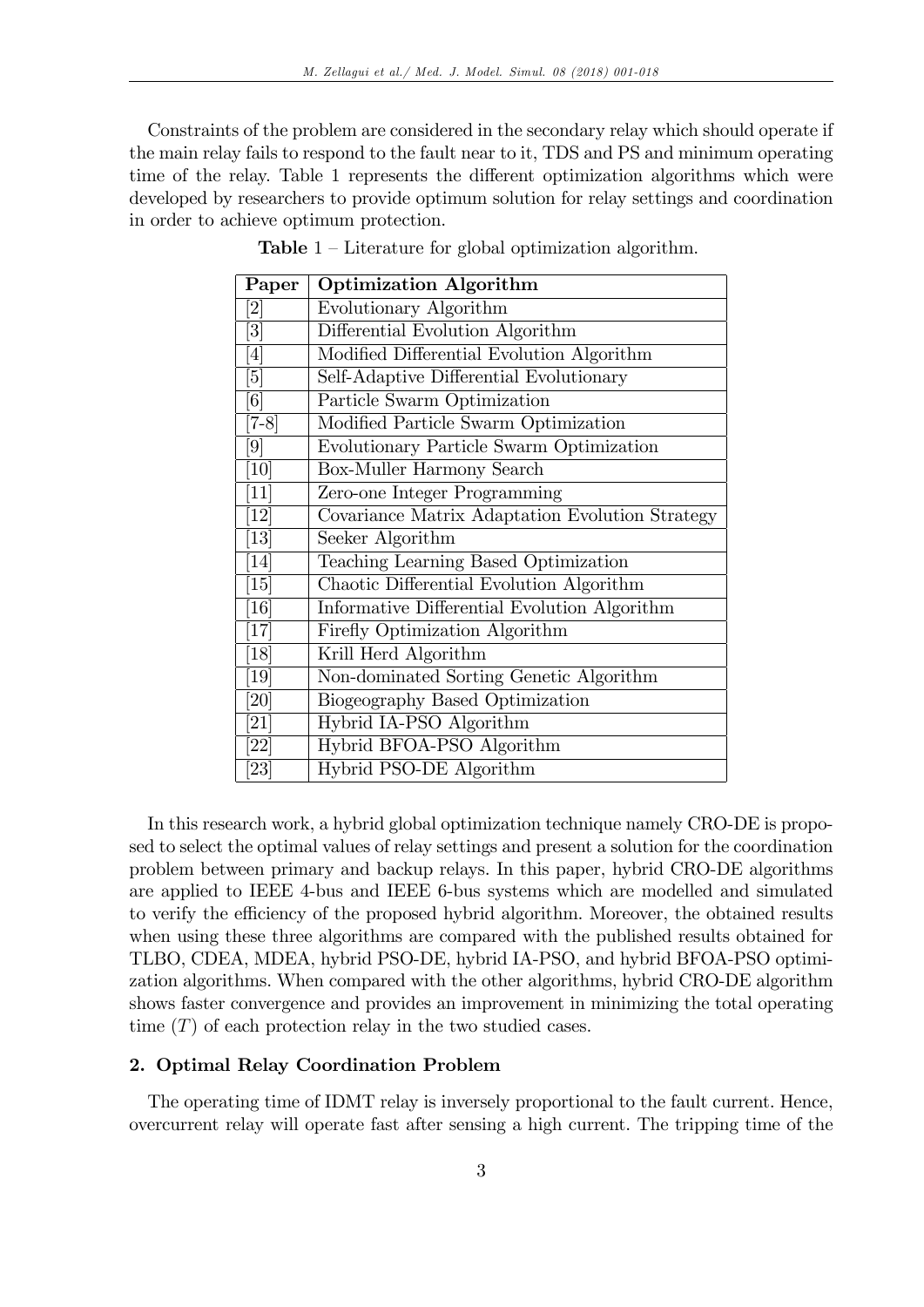Constraints of the problem are considered in the secondary relay which should operate if the main relay fails to respond to the fault near to it, TDS and PS and minimum operating time of the relay. Table 1 represents the different optimization algorithms which were developed by researchers to provide optimum solution for relay settings and coordination in order to achieve optimum protection.

**Table** 1 – Literature for global optimization algorithm.

| Paper | Optimization Algorithm |
|---|---|
| [2] | Evolutionary Algorithm |
| [3] | Differential Evolution Algorithm |
| [4] | Modified Differential Evolution Algorithm |
| [5] | Self-Adaptive Differential Evolutionary |
| [6] | Particle Swarm Optimization |
| [7-8] | Modified Particle Swarm Optimization |
| [9] | Evolutionary Particle Swarm Optimization |
| [10] | Box-Muller Harmony Search |
| [11] | Zero-one Integer Programming |
| [12] | Covariance Matrix Adaptation Evolution Strategy |
| [13] | Seeker Algorithm |
| [14] | Teaching Learning Based Optimization |
| [15] | Chaotic Differential Evolution Algorithm |
| [16] | Informative Differential Evolution Algorithm |
| [17] | Firefly Optimization Algorithm |
| [18] | Krill Herd Algorithm |
| [19] | Non-dominated Sorting Genetic Algorithm |
| [20] | Biogeography Based Optimization |
| [21] | Hybrid IA-PSO Algorithm |
| [22] | Hybrid BFOA-PSO Algorithm |
| [23] | Hybrid PSO-DE Algorithm |

In this research work, a hybrid global optimization technique namely CRO-DE is proposed to select the optimal values of relay settings and present a solution for the coordination problem between primary and backup relays. In this paper, hybrid CRO-DE algorithms are applied to IEEE 4-bus and IEEE 6-bus systems which are modelled and simulated to verify the efficiency of the proposed hybrid algorithm. Moreover, the obtained results when using these three algorithms are compared with the published results obtained for TLBO, CDEA, MDEA, hybrid PSO-DE, hybrid IA-PSO, and hybrid BFOA-PSO optimization algorithms. When compared with the other algorithms, hybrid CRO-DE algorithm shows faster convergence and provides an improvement in minimizing the total operating time ($T$) of each protection relay in the two studied cases.

## 2. Optimal Relay Coordination Problem

The operating time of IDMT relay is inversely proportional to the fault current. Hence, overcurrent relay will operate fast after sensing a high current. The tripping time of the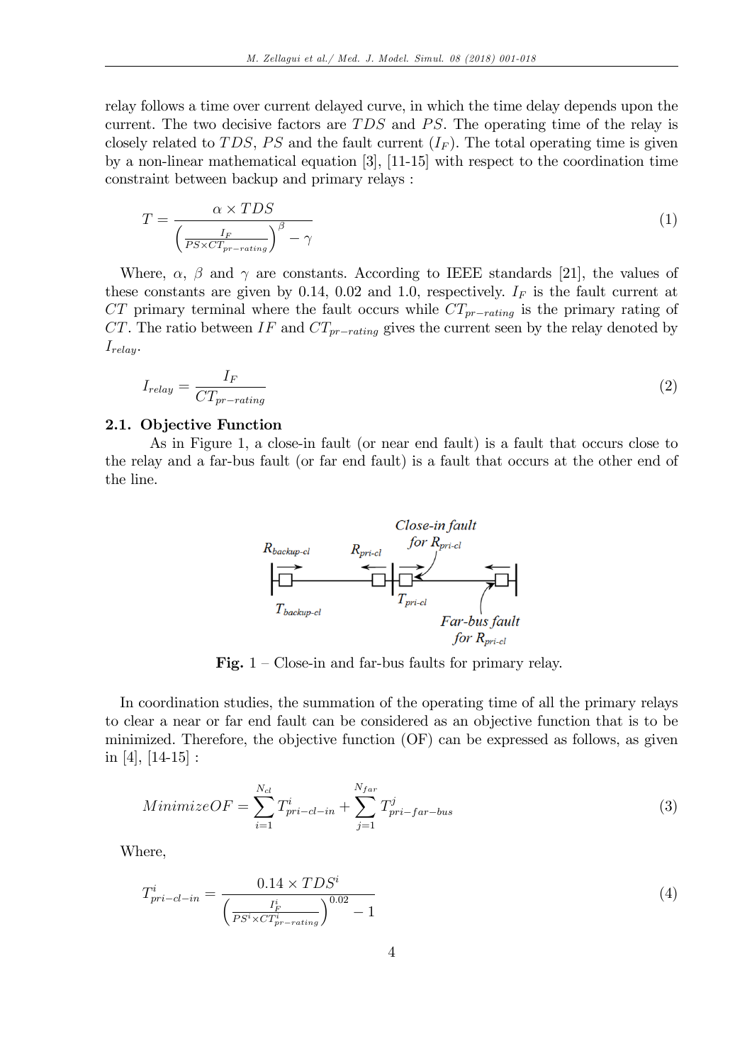relay follows a time over current delayed curve, in which the time delay depends upon the current. The two decisive factors are $TDS$ and $PS$. The operating time of the relay is closely related to $TDS$, $PS$ and the fault current ($I_F$). The total operating time is given by a non-linear mathematical equation [3], [11-15] with respect to the coordination time constraint between backup and primary relays :

$$T = \frac{\alpha \times TDS}{\left(\frac{I_F}{PS \times CT_{pr-rating}}\right)^{\beta} - \gamma} \tag{1}$$

Where, $\alpha$, $\beta$ and $\gamma$ are constants. According to IEEE standards [21], the values of these constants are given by 0.14, 0.02 and 1.0, respectively. $I_F$ is the fault current at $CT$ primary terminal where the fault occurs while $CT_{pr-rating}$ is the primary rating of $CT$. The ratio between $IF$ and $CT_{pr-rating}$ gives the current seen by the relay denoted by $I_{relay}$.

$$I_{relay} = \frac{I_F}{CT_{pr-rating}} \tag{2}$$

### 2.1. Objective Function

As in Figure 1, a close-in fault (or near end fault) is a fault that occurs close to the relay and a far-bus fault (or far end fault) is a fault that occurs at the other end of the line.

**Fig.** 1 – Close-in and far-bus faults for primary relay.

In coordination studies, the summation of the operating time of all the primary relays to clear a near or far end fault can be considered as an objective function that is to be minimized. Therefore, the objective function (OF) can be expressed as follows, as given in [4], [14-15] :

$$Minimize OF = \sum_{i=1}^{N_{cl}} T^{i}_{pri-cl-in} + \sum_{j=1}^{N_{far}} T^{j}_{pri-far-bus} \tag{3}$$

Where,

$$T^{i}_{pri-cl-in} = \frac{0.14 \times TDS^{i}}{\left(\frac{I^{i}_{F}}{PS^{i} \times CT^{i}_{pr-rating}}\right)^{0.02} - 1} \tag{4}$$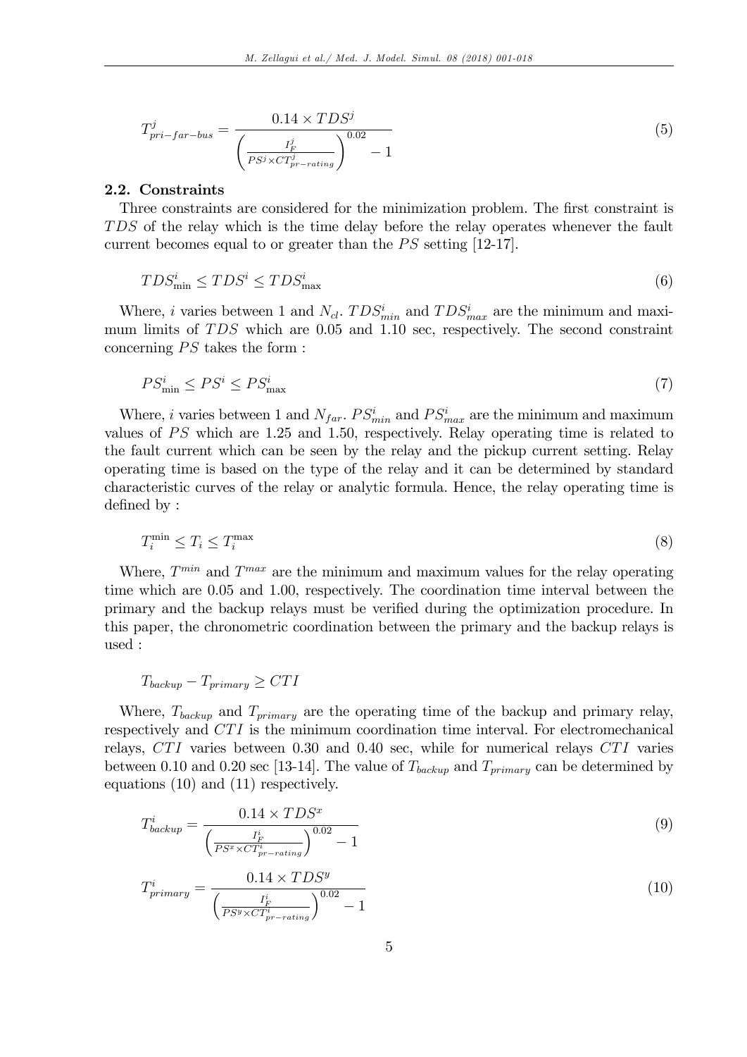$$T^{j}_{pri-far-bus} = \frac{0.14 \times TDS^{j}}{\left(\frac{I^{j}_{F}}{PS^{j} \times CT^{j}_{pr-rating}}\right)^{0.02} - 1} \tag{5}$$

### 2.2. Constraints

Three constraints are considered for the minimization problem. The first constraint is $TDS$ of the relay which is the time delay before the relay operates whenever the fault current becomes equal to or greater than the $PS$ setting [12-17].

$$TDS^{i}_{\min} \leq TDS^{i} \leq TDS^{i}_{\max} \tag{6}$$

Where, $i$ varies between 1 and $N_{cl}$. $TDS^{i}_{min}$ and $TDS^{i}_{max}$ are the minimum and maximum limits of $TDS$ which are 0.05 and 1.10 sec, respectively. The second constraint concerning $PS$ takes the form :

$$PS^{i}_{\min} \leq PS^{i} \leq PS^{i}_{\max} \tag{7}$$

Where, $i$ varies between 1 and $N_{far}$. $PS^{i}_{min}$ and $PS^{i}_{max}$ are the minimum and maximum values of $PS$ which are 1.25 and 1.50, respectively. Relay operating time is related to the fault current which can be seen by the relay and the pickup current setting. Relay operating time is based on the type of the relay and it can be determined by standard characteristic curves of the relay or analytic formula. Hence, the relay operating time is defined by :

$$T^{\min}_{i} \leq T_{i} \leq T^{\max}_{i} \tag{8}$$

Where, $T^{min}$ and $T^{max}$ are the minimum and maximum values for the relay operating time which are 0.05 and 1.00, respectively. The coordination time interval between the primary and the backup relays must be verified during the optimization procedure. In this paper, the chronometric coordination between the primary and the backup relays is used :

$$T_{backup} - T_{primary} \geq CTI$$

Where, $T_{backup}$ and $T_{primary}$ are the operating time of the backup and primary relay, respectively and $CTI$ is the minimum coordination time interval. For electromechanical relays, $CTI$ varies between 0.30 and 0.40 sec, while for numerical relays $CTI$ varies between 0.10 and 0.20 sec [13-14]. The value of $T_{backup}$ and $T_{primary}$ can be determined by equations (10) and (11) respectively.

$$T^{i}_{backup} = \frac{0.14 \times TDS^{x}}{\left(\frac{I^{i}_{F}}{PS^{x} \times CT^{i}_{pr-rating}}\right)^{0.02} - 1} \tag{9}$$

$$T^{i}_{primary} = \frac{0.14 \times TDS^{y}}{\left(\frac{I^{i}_{F}}{PS^{y} \times CT^{i}_{pr-rating}}\right)^{0.02} - 1} \tag{10}$$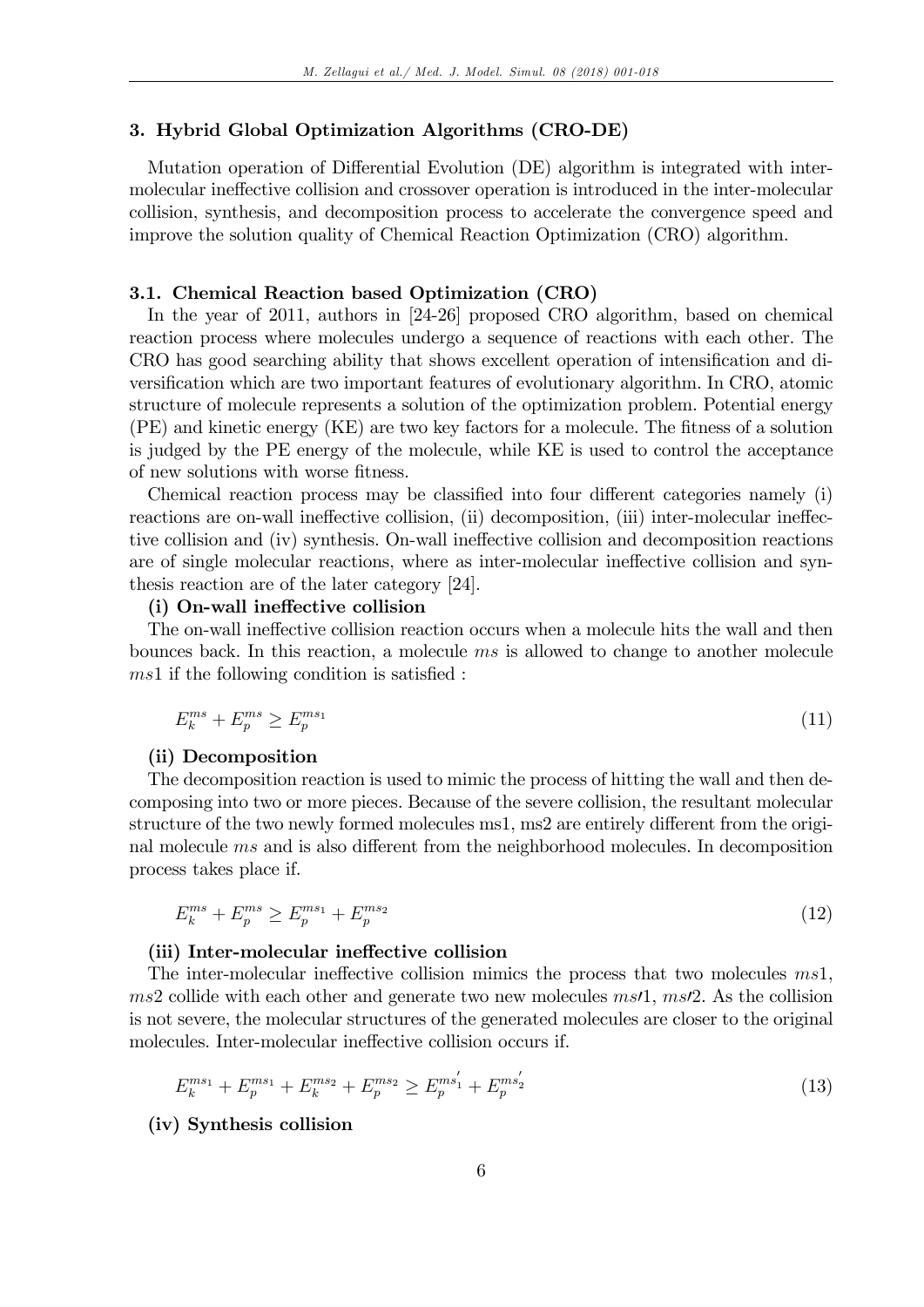## 3. Hybrid Global Optimization Algorithms (CRO-DE)

Mutation operation of Differential Evolution (DE) algorithm is integrated with inter-molecular ineffective collision and crossover operation is introduced in the inter-molecular collision, synthesis, and decomposition process to accelerate the convergence speed and improve the solution quality of Chemical Reaction Optimization (CRO) algorithm.

### 3.1. Chemical Reaction based Optimization (CRO)

In the year of 2011, authors in [24-26] proposed CRO algorithm, based on chemical reaction process where molecules undergo a sequence of reactions with each other. The CRO has good searching ability that shows excellent operation of intensification and diversification which are two important features of evolutionary algorithm. In CRO, atomic structure of molecule represents a solution of the optimization problem. Potential energy (PE) and kinetic energy (KE) are two key factors for a molecule. The fitness of a solution is judged by the PE energy of the molecule, while KE is used to control the acceptance of new solutions with worse fitness.

Chemical reaction process may be classified into four different categories namely (i) reactions are on-wall ineffective collision, (ii) decomposition, (iii) inter-molecular ineffective collision and (iv) synthesis. On-wall ineffective collision and decomposition reactions are of single molecular reactions, where as inter-molecular ineffective collision and synthesis reaction are of the later category [24].

**(i) On-wall ineffective collision**

The on-wall ineffective collision reaction occurs when a molecule hits the wall and then bounces back. In this reaction, a molecule $ms$ is allowed to change to another molecule $ms1$ if the following condition is satisfied :

$$E_k^{ms} + E_p^{ms} \geq E_p^{ms_1} \tag{11}$$

**(ii) Decomposition**

The decomposition reaction is used to mimic the process of hitting the wall and then decomposing into two or more pieces. Because of the severe collision, the resultant molecular structure of the two newly formed molecules ms1, ms2 are entirely different from the original molecule $ms$ and is also different from the neighborhood molecules. In decomposition process takes place if.

$$E_k^{ms} + E_p^{ms} \geq E_p^{ms_1} + E_p^{ms_2} \tag{12}$$

**(iii) Inter-molecular ineffective collision**

The inter-molecular ineffective collision mimics the process that two molecules $ms1$, $ms2$ collide with each other and generate two new molecules $ms\prime 1$, $ms\prime 2$. As the collision is not severe, the molecular structures of the generated molecules are closer to the original molecules. Inter-molecular ineffective collision occurs if.

$$E_k^{ms_1} + E_p^{ms_1} + E_k^{ms_2} + E_p^{ms_2} \geq E_p^{ms_1'} + E_p^{ms_2'} \tag{13}$$

**(iv) Synthesis collision**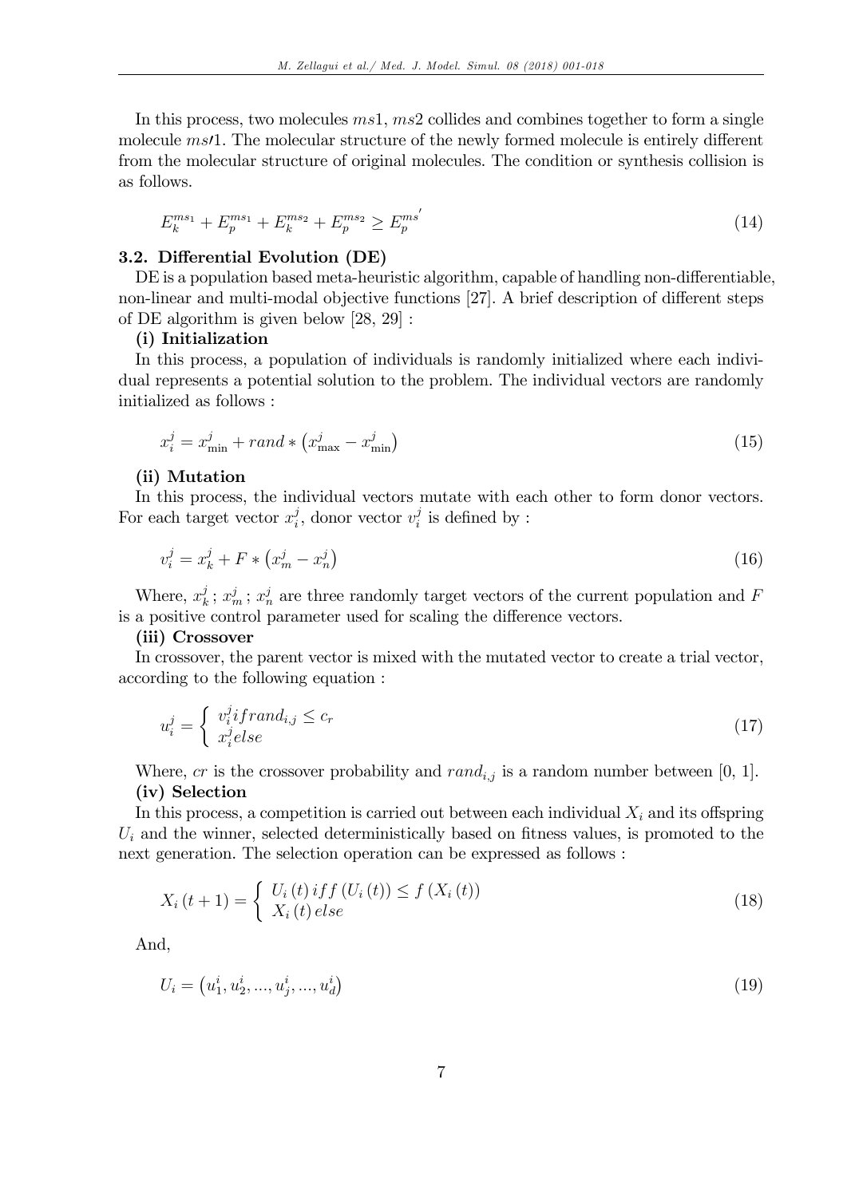In this process, two molecules $ms1$, $ms2$ collides and combines together to form a single molecule $ms\prime 1$. The molecular structure of the newly formed molecule is entirely different from the molecular structure of original molecules. The condition or synthesis collision is as follows.

$$E_k^{ms_1} + E_p^{ms_1} + E_k^{ms_2} + E_p^{ms_2} \geq E_p^{ms'} \tag{14}$$

### 3.2. Differential Evolution (DE)

DE is a population based meta-heuristic algorithm, capable of handling non-differentiable, non-linear and multi-modal objective functions [27]. A brief description of different steps of DE algorithm is given below [28, 29] :

**(i) Initialization**

In this process, a population of individuals is randomly initialized where each individual represents a potential solution to the problem. The individual vectors are randomly initialized as follows :

$$x_i^j = x_{\min}^j + rand * \left(x_{\max}^j - x_{\min}^j\right) \tag{15}$$

**(ii) Mutation**

In this process, the individual vectors mutate with each other to form donor vectors. For each target vector $x_i^j$, donor vector $v_i^j$ is defined by :

$$v_i^j = x_k^j + F * \left(x_m^j - x_n^j\right) \tag{16}$$

Where, $x_k^j$ ; $x_m^j$ ; $x_n^j$ are three randomly target vectors of the current population and $F$ is a positive control parameter used for scaling the difference vectors.

**(iii) Crossover**

In crossover, the parent vector is mixed with the mutated vector to create a trial vector, according to the following equation :

$$u_i^j = \begin{cases} v_i^j if rand_{i,j} \leq c_r \\ x_i^j else \end{cases} \tag{17}$$

Where, $cr$ is the crossover probability and $rand_{i,j}$ is a random number between [0, 1].

**(iv) Selection**

In this process, a competition is carried out between each individual $X_i$ and its offspring $U_i$ and the winner, selected deterministically based on fitness values, is promoted to the next generation. The selection operation can be expressed as follows :

$$X_i(t+1) = \begin{cases} U_i(t) \, iff \, (U_i(t)) \leq f(X_i(t)) \\ X_i(t) \, else \end{cases} \tag{18}$$

And,

$$U_i = \left(u_1^i, u_2^i, ..., u_j^i, ..., u_d^i\right) \tag{19}$$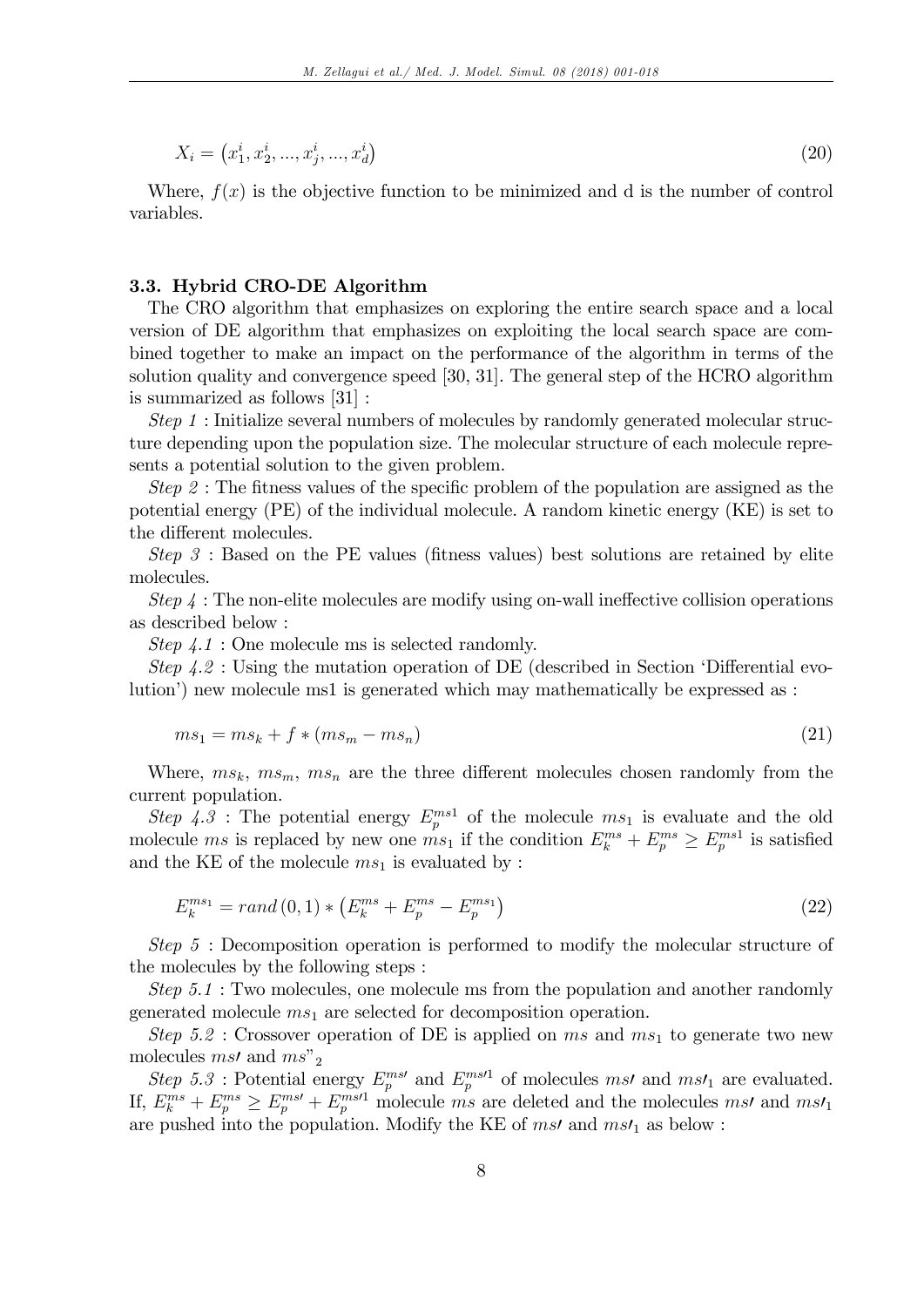$$X_i = \left(x_1^i, x_2^i, ..., x_j^i, ..., x_d^i\right) \tag{20}$$

Where, $f(x)$ is the objective function to be minimized and d is the number of control variables.

### 3.3. Hybrid CRO-DE Algorithm

The CRO algorithm that emphasizes on exploring the entire search space and a local version of DE algorithm that emphasizes on exploiting the local search space are combined together to make an impact on the performance of the algorithm in terms of the solution quality and convergence speed [30, 31]. The general step of the HCRO algorithm is summarized as follows [31] :

*Step 1* : Initialize several numbers of molecules by randomly generated molecular structure depending upon the population size. The molecular structure of each molecule represents a potential solution to the given problem.

*Step 2* : The fitness values of the specific problem of the population are assigned as the potential energy (PE) of the individual molecule. A random kinetic energy (KE) is set to the different molecules.

*Step 3* : Based on the PE values (fitness values) best solutions are retained by elite molecules.

*Step 4* : The non-elite molecules are modify using on-wall ineffective collision operations as described below :

*Step 4.1* : One molecule ms is selected randomly.

*Step 4.2* : Using the mutation operation of DE (described in Section 'Differential evolution') new molecule ms1 is generated which may mathematically be expressed as :

$$ms_1 = ms_k + f * (ms_m - ms_n) \tag{21}$$

Where, $ms_k$, $ms_m$, $ms_n$ are the three different molecules chosen randomly from the current population.

*Step 4.3* : The potential energy $E_p^{ms1}$ of the molecule $ms_1$ is evaluate and the old molecule $ms$ is replaced by new one $ms_1$ if the condition $E_k^{ms} + E_p^{ms} \geq E_p^{ms1}$ is satisfied and the KE of the molecule $ms_1$ is evaluated by :

$$E_k^{ms_1} = rand\,(0,1) * \left(E_k^{ms} + E_p^{ms} - E_p^{ms_1}\right) \tag{22}$$

*Step 5* : Decomposition operation is performed to modify the molecular structure of the molecules by the following steps :

*Step 5.1* : Two molecules, one molecule ms from the population and another randomly generated molecule $ms_1$ are selected for decomposition operation.

*Step 5.2* : Crossover operation of DE is applied on $ms$ and $ms_1$ to generate two new molecules $ms\prime$ and $ms"_2$

*Step 5.3* : Potential energy $E_p^{ms\prime}$ and $E_p^{ms\prime 1}$ of molecules $ms\prime$ and $ms\prime_1$ are evaluated. If, $E_k^{ms} + E_p^{ms} \geq E_p^{ms\prime} + E_p^{ms\prime 1}$ molecule $ms$ are deleted and the molecules $ms\prime$ and $ms\prime_1$ are pushed into the population. Modify the KE of $ms\prime$ and $ms\prime_1$ as below :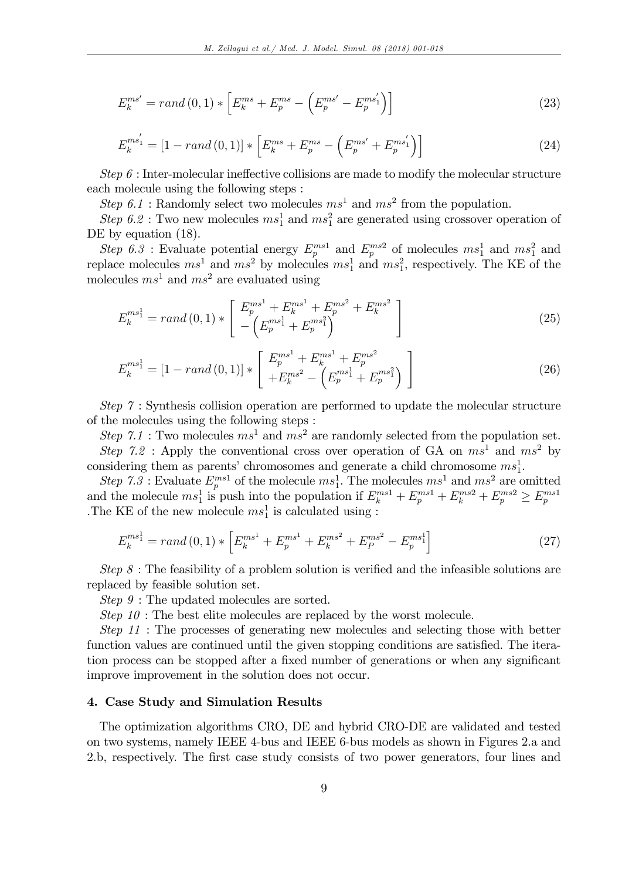$$E_k^{ms'} = rand\,(0,1) * \left[ E_k^{ms} + E_p^{ms} - \left( E_p^{ms'} - E_p^{ms_1'} \right) \right] \tag{23}$$

$$E_k^{ms_1'} = [1 - rand\,(0,1)] * \left[ E_k^{ms} + E_p^{ms} - \left( E_p^{ms'} + E_p^{ms_1'} \right) \right] \tag{24}$$

*Step 6* : Inter-molecular ineffective collisions are made to modify the molecular structure each molecule using the following steps :

*Step 6.1* : Randomly select two molecules $ms^1$ and $ms^2$ from the population.

*Step 6.2* : Two new molecules $ms_1^1$ and $ms_1^2$ are generated using crossover operation of DE by equation (18).

*Step 6.3* : Evaluate potential energy $E_p^{ms1}$ and $E_p^{ms2}$ of molecules $ms_1^1$ and $ms_1^2$ and replace molecules $ms^1$ and $ms^2$ by molecules $ms_1^1$ and $ms_1^2$, respectively. The KE of the molecules $ms^1$ and $ms^2$ are evaluated using

$$E_k^{ms_1^1} = rand\,(0,1) * \left[ \begin{array}{l} E_p^{ms^1} + E_k^{ms^1} + E_p^{ms^2} + E_k^{ms^2} \\ -\left( E_p^{ms_1^1} + E_p^{ms_1^2} \right) \end{array} \right] \tag{25}$$

$$E_k^{ms_1^1} = [1 - rand\,(0,1)] * \left[ \begin{array}{l} E_p^{ms^1} + E_k^{ms^1} + E_p^{ms^2} \\ +E_k^{ms^2} - \left( E_p^{ms_1^1} + E_p^{ms_1^2} \right) \end{array} \right] \tag{26}$$

*Step 7* : Synthesis collision operation are performed to update the molecular structure of the molecules using the following steps :

*Step 7.1* : Two molecules $ms^1$ and $ms^2$ are randomly selected from the population set.

*Step 7.2* : Apply the conventional cross over operation of GA on $ms^1$ and $ms^2$ by considering them as parents' chromosomes and generate a child chromosome $ms_1^1$.

*Step 7.3* : Evaluate $E_p^{ms1}$ of the molecule $ms_1^1$. The molecules $ms^1$ and $ms^2$ are omitted and the molecule $ms_1^1$ is push into the population if $E_k^{ms1} + E_p^{ms1} + E_k^{ms2} + E_p^{ms2} \geq E_p^{ms1}$ .The KE of the new molecule $ms_1^1$ is calculated using :

$$E_k^{ms_1^1} = rand\,(0,1) * \left[ E_k^{ms^1} + E_p^{ms^1} + E_k^{ms^2} + E_P^{ms^2} - E_p^{ms_1^1} \right] \tag{27}$$

*Step 8* : The feasibility of a problem solution is verified and the infeasible solutions are replaced by feasible solution set.

*Step 9* : The updated molecules are sorted.

*Step 10* : The best elite molecules are replaced by the worst molecule.

*Step 11* : The processes of generating new molecules and selecting those with better function values are continued until the given stopping conditions are satisfied. The iteration process can be stopped after a fixed number of generations or when any significant improve improvement in the solution does not occur.

## 4. Case Study and Simulation Results

The optimization algorithms CRO, DE and hybrid CRO-DE are validated and tested on two systems, namely IEEE 4-bus and IEEE 6-bus models as shown in Figures 2.a and 2.b, respectively. The first case study consists of two power generators, four lines and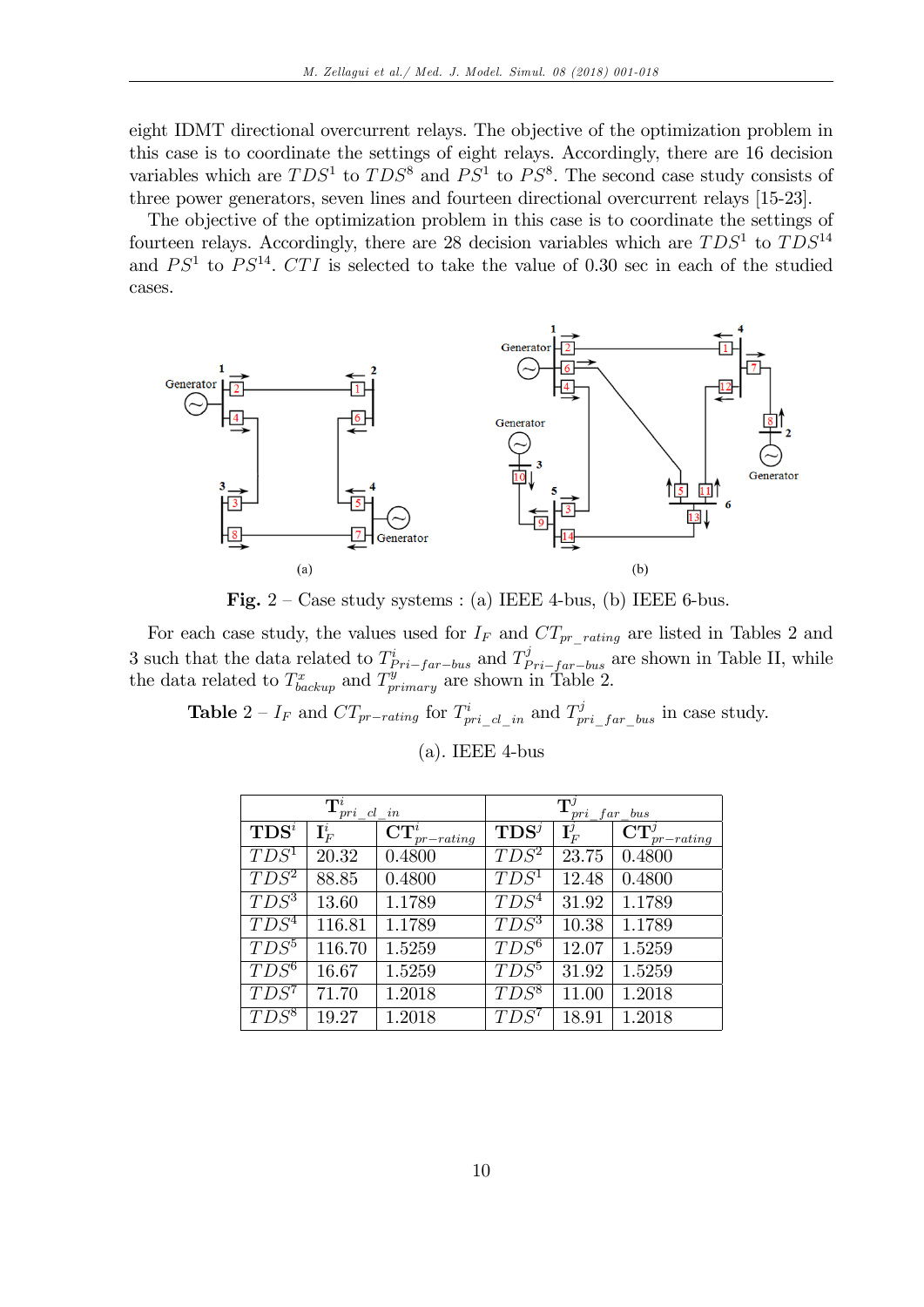eight IDMT directional overcurrent relays. The objective of the optimization problem in this case is to coordinate the settings of eight relays. Accordingly, there are 16 decision variables which are $TDS^1$ to $TDS^8$ and $PS^1$ to $PS^8$. The second case study consists of three power generators, seven lines and fourteen directional overcurrent relays [15-23].

The objective of the optimization problem in this case is to coordinate the settings of fourteen relays. Accordingly, there are 28 decision variables which are $TDS^1$ to $TDS^{14}$ and $PS^1$ to $PS^{14}$. $CTI$ is selected to take the value of 0.30 sec in each of the studied cases.

**Fig.** 2 – Case study systems : (a) IEEE 4-bus, (b) IEEE 6-bus.

For each case study, the values used for $I_F$ and $CT_{pr\_rating}$ are listed in Tables 2 and 3 such that the data related to $T^i_{Pri-far-bus}$ and $T^j_{Pri-far-bus}$ are shown in Table II, while the data related to $T^x_{backup}$ and $T^y_{primary}$ are shown in Table 2.

**Table** 2 – $I_F$ and $CT_{pr-rating}$ for $T^i_{pri\_cl\_in}$ and $T^j_{pri\_far\_bus}$ in case study.

(a). IEEE 4-bus

| $\mathbf{T}^i_{pri\_cl\_in}$ | | | $\mathbf{T}^j_{pri\_far\_bus}$ | | |
|---|---|---|---|---|---|
| **TDS**$^i$ | $\mathbf{I}^i_F$ | $\mathbf{CT}^i_{pr-rating}$ | **TDS**$^j$ | $\mathbf{I}^j_F$ | $\mathbf{CT}^j_{pr-rating}$ |
| $TDS^1$ | 20.32 | 0.4800 | $TDS^2$ | 23.75 | 0.4800 |
| $TDS^2$ | 88.85 | 0.4800 | $TDS^1$ | 12.48 | 0.4800 |
| $TDS^3$ | 13.60 | 1.1789 | $TDS^4$ | 31.92 | 1.1789 |
| $TDS^4$ | 116.81 | 1.1789 | $TDS^3$ | 10.38 | 1.1789 |
| $TDS^5$ | 116.70 | 1.5259 | $TDS^6$ | 12.07 | 1.5259 |
| $TDS^6$ | 16.67 | 1.5259 | $TDS^5$ | 31.92 | 1.5259 |
| $TDS^7$ | 71.70 | 1.2018 | $TDS^8$ | 11.00 | 1.2018 |
| $TDS^8$ | 19.27 | 1.2018 | $TDS^7$ | 18.91 | 1.2018 |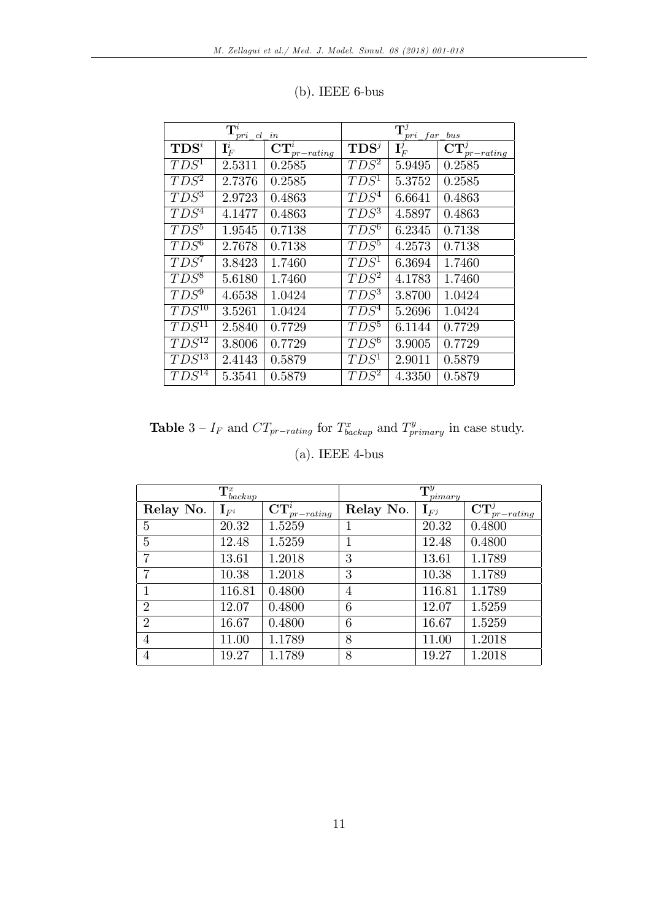(b). IEEE 6-bus

| $\mathbf{T}^i_{pri\_cl\_in}$ | | | $\mathbf{T}^j_{pri\_far\_bus}$ | | |
|---|---|---|---|---|---|
| $\mathbf{TDS}^i$ | $\mathbf{I}^i_F$ | $\mathbf{CT}^i_{pr-rating}$ | $\mathbf{TDS}^j$ | $\mathbf{I}^j_F$ | $\mathbf{CT}^j_{pr-rating}$ |
| $TDS^1$ | 2.5311 | 0.2585 | $TDS^2$ | 5.9495 | 0.2585 |
| $TDS^2$ | 2.7376 | 0.2585 | $TDS^1$ | 5.3752 | 0.2585 |
| $TDS^3$ | 2.9723 | 0.4863 | $TDS^4$ | 6.6641 | 0.4863 |
| $TDS^4$ | 4.1477 | 0.4863 | $TDS^3$ | 4.5897 | 0.4863 |
| $TDS^5$ | 1.9545 | 0.7138 | $TDS^6$ | 6.2345 | 0.7138 |
| $TDS^6$ | 2.7678 | 0.7138 | $TDS^5$ | 4.2573 | 0.7138 |
| $TDS^7$ | 3.8423 | 1.7460 | $TDS^1$ | 6.3694 | 1.7460 |
| $TDS^8$ | 5.6180 | 1.7460 | $TDS^2$ | 4.1783 | 1.7460 |
| $TDS^9$ | 4.6538 | 1.0424 | $TDS^3$ | 3.8700 | 1.0424 |
| $TDS^{10}$ | 3.5261 | 1.0424 | $TDS^4$ | 5.2696 | 1.0424 |
| $TDS^{11}$ | 2.5840 | 0.7729 | $TDS^5$ | 6.1144 | 0.7729 |
| $TDS^{12}$ | 3.8006 | 0.7729 | $TDS^6$ | 3.9005 | 0.7729 |
| $TDS^{13}$ | 2.4143 | 0.5879 | $TDS^1$ | 2.9011 | 0.5879 |
| $TDS^{14}$ | 5.3541 | 0.5879 | $TDS^2$ | 4.3350 | 0.5879 |

**Table** 3 – $I_F$ and $CT_{pr-rating}$ for $T^x_{backup}$ and $T^y_{primary}$ in case study.

(a). IEEE 4-bus

| $\mathbf{T}^x_{backup}$ | | | $\mathbf{T}^y_{pimary}$ | | |
|---|---|---|---|---|---|
| **Relay No.** | $\mathbf{I}_{F^i}$ | $\mathbf{CT}^i_{pr-rating}$ | **Relay No.** | $\mathbf{I}_{F^j}$ | $\mathbf{CT}^j_{pr-rating}$ |
| 5 | 20.32 | 1.5259 | 1 | 20.32 | 0.4800 |
| 5 | 12.48 | 1.5259 | 1 | 12.48 | 0.4800 |
| 7 | 13.61 | 1.2018 | 3 | 13.61 | 1.1789 |
| 7 | 10.38 | 1.2018 | 3 | 10.38 | 1.1789 |
| 1 | 116.81 | 0.4800 | 4 | 116.81 | 1.1789 |
| 2 | 12.07 | 0.4800 | 6 | 12.07 | 1.5259 |
| 2 | 16.67 | 0.4800 | 6 | 16.67 | 1.5259 |
| 4 | 11.00 | 1.1789 | 8 | 11.00 | 1.2018 |
| 4 | 19.27 | 1.1789 | 8 | 19.27 | 1.2018 |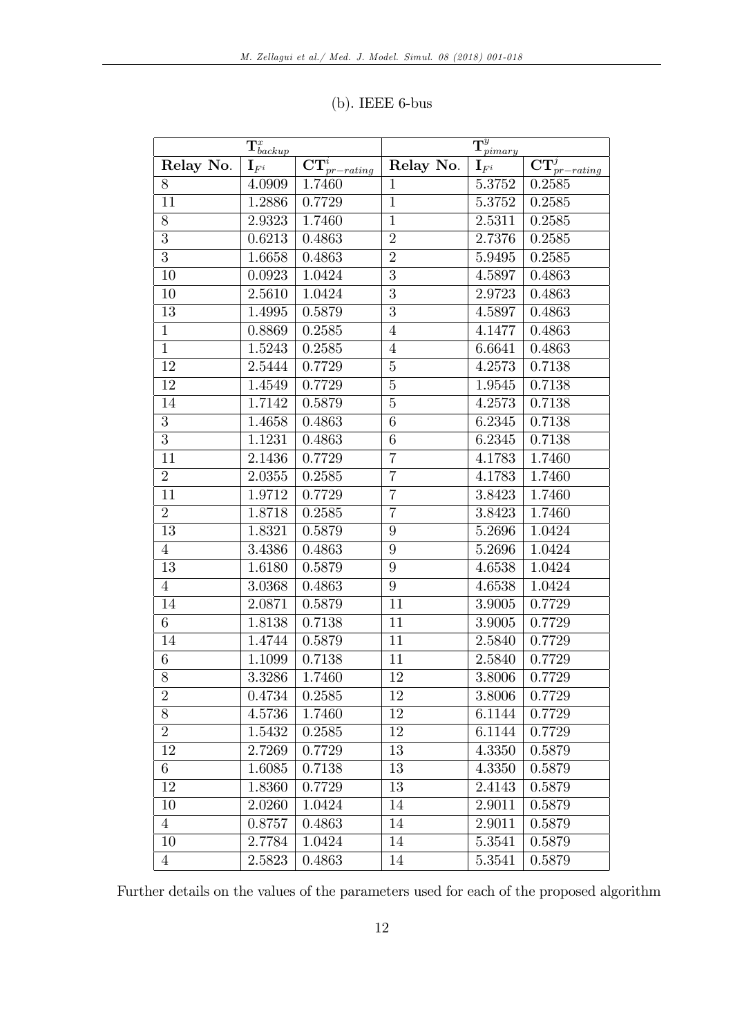(b). IEEE 6-bus

| $\mathbf{T}^{x}_{backup}$ | | | $\mathbf{T}^{y}_{pimary}$ | | |
|---|---|---|---|---|---|
| **Relay No.** | $\mathbf{I}_{F^i}$ | $\mathbf{CT}^{i}_{pr-rating}$ | **Relay No.** | $\mathbf{I}_{F^i}$ | $\mathbf{CT}^{j}_{pr-rating}$ |
| 8 | 4.0909 | 1.7460 | 1 | 5.3752 | 0.2585 |
| 11 | 1.2886 | 0.7729 | 1 | 5.3752 | 0.2585 |
| 8 | 2.9323 | 1.7460 | 1 | 2.5311 | 0.2585 |
| 3 | 0.6213 | 0.4863 | 2 | 2.7376 | 0.2585 |
| 3 | 1.6658 | 0.4863 | 2 | 5.9495 | 0.2585 |
| 10 | 0.0923 | 1.0424 | 3 | 4.5897 | 0.4863 |
| 10 | 2.5610 | 1.0424 | 3 | 2.9723 | 0.4863 |
| 13 | 1.4995 | 0.5879 | 3 | 4.5897 | 0.4863 |
| 1 | 0.8869 | 0.2585 | 4 | 4.1477 | 0.4863 |
| 1 | 1.5243 | 0.2585 | 4 | 6.6641 | 0.4863 |
| 12 | 2.5444 | 0.7729 | 5 | 4.2573 | 0.7138 |
| 12 | 1.4549 | 0.7729 | 5 | 1.9545 | 0.7138 |
| 14 | 1.7142 | 0.5879 | 5 | 4.2573 | 0.7138 |
| 3 | 1.4658 | 0.4863 | 6 | 6.2345 | 0.7138 |
| 3 | 1.1231 | 0.4863 | 6 | 6.2345 | 0.7138 |
| 11 | 2.1436 | 0.7729 | 7 | 4.1783 | 1.7460 |
| 2 | 2.0355 | 0.2585 | 7 | 4.1783 | 1.7460 |
| 11 | 1.9712 | 0.7729 | 7 | 3.8423 | 1.7460 |
| 2 | 1.8718 | 0.2585 | 7 | 3.8423 | 1.7460 |
| 13 | 1.8321 | 0.5879 | 9 | 5.2696 | 1.0424 |
| 4 | 3.4386 | 0.4863 | 9 | 5.2696 | 1.0424 |
| 13 | 1.6180 | 0.5879 | 9 | 4.6538 | 1.0424 |
| 4 | 3.0368 | 0.4863 | 9 | 4.6538 | 1.0424 |
| 14 | 2.0871 | 0.5879 | 11 | 3.9005 | 0.7729 |
| 6 | 1.8138 | 0.7138 | 11 | 3.9005 | 0.7729 |
| 14 | 1.4744 | 0.5879 | 11 | 2.5840 | 0.7729 |
| 6 | 1.1099 | 0.7138 | 11 | 2.5840 | 0.7729 |
| 8 | 3.3286 | 1.7460 | 12 | 3.8006 | 0.7729 |
| 2 | 0.4734 | 0.2585 | 12 | 3.8006 | 0.7729 |
| 8 | 4.5736 | 1.7460 | 12 | 6.1144 | 0.7729 |
| 2 | 1.5432 | 0.2585 | 12 | 6.1144 | 0.7729 |
| 12 | 2.7269 | 0.7729 | 13 | 4.3350 | 0.5879 |
| 6 | 1.6085 | 0.7138 | 13 | 4.3350 | 0.5879 |
| 12 | 1.8360 | 0.7729 | 13 | 2.4143 | 0.5879 |
| 10 | 2.0260 | 1.0424 | 14 | 2.9011 | 0.5879 |
| 4 | 0.8757 | 0.4863 | 14 | 2.9011 | 0.5879 |
| 10 | 2.7784 | 1.0424 | 14 | 5.3541 | 0.5879 |
| 4 | 2.5823 | 0.4863 | 14 | 5.3541 | 0.5879 |

Further details on the values of the parameters used for each of the proposed algorithm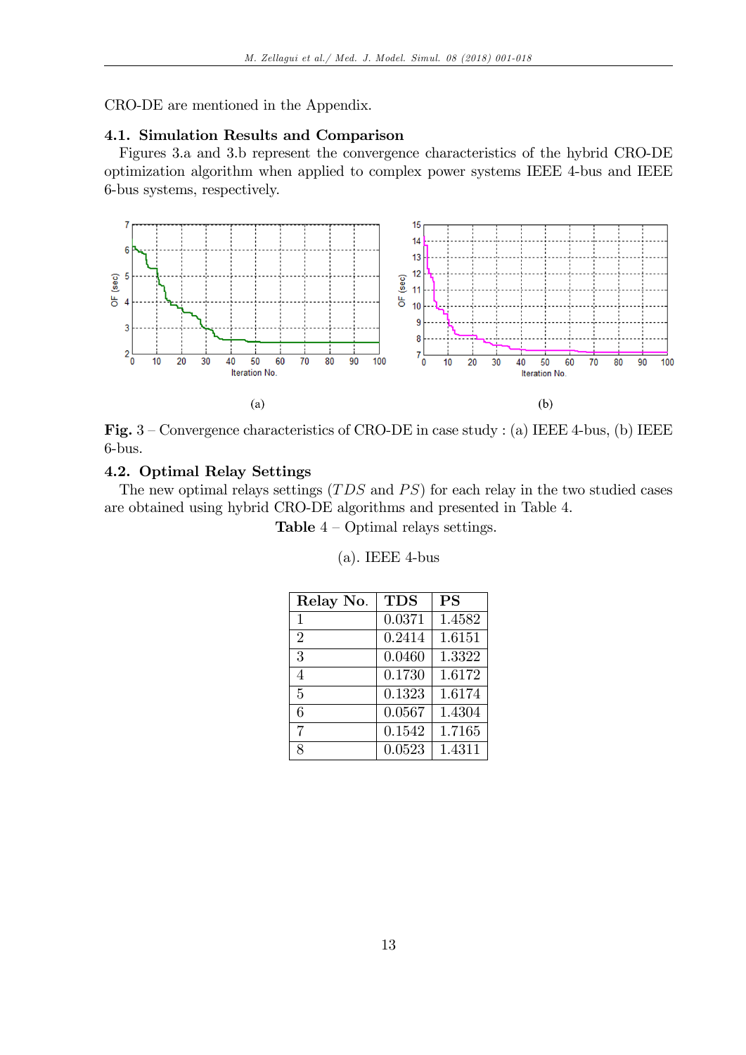CRO-DE are mentioned in the Appendix.

### 4.1. Simulation Results and Comparison

Figures 3.a and 3.b represent the convergence characteristics of the hybrid CRO-DE optimization algorithm when applied to complex power systems IEEE 4-bus and IEEE 6-bus systems, respectively.

(a)

(b)

**Fig.** 3 – Convergence characteristics of CRO-DE in case study : (a) IEEE 4-bus, (b) IEEE 6-bus.

### 4.2. Optimal Relay Settings

The new optimal relays settings ($TDS$ and $PS$) for each relay in the two studied cases are obtained using hybrid CRO-DE algorithms and presented in Table 4.

**Table** 4 – Optimal relays settings.

(a). IEEE 4-bus

| Relay No. | TDS | PS |
|---|---|---|
| 1 | 0.0371 | 1.4582 |
| 2 | 0.2414 | 1.6151 |
| 3 | 0.0460 | 1.3322 |
| 4 | 0.1730 | 1.6172 |
| 5 | 0.1323 | 1.6174 |
| 6 | 0.0567 | 1.4304 |
| 7 | 0.1542 | 1.7165 |
| 8 | 0.0523 | 1.4311 |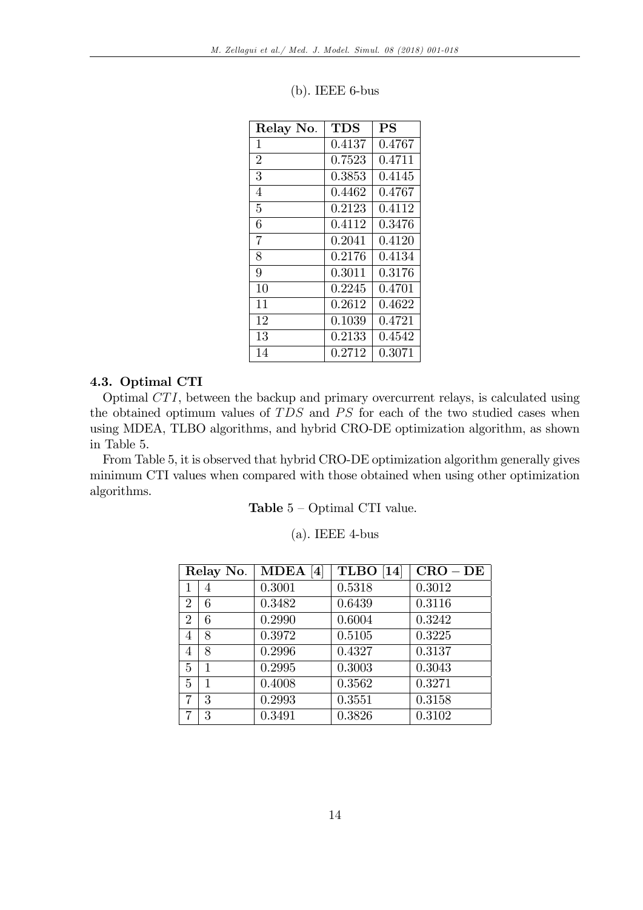(b). IEEE 6-bus

| Relay No. | TDS | PS |
|---|---|---|
| 1 | 0.4137 | 0.4767 |
| 2 | 0.7523 | 0.4711 |
| 3 | 0.3853 | 0.4145 |
| 4 | 0.4462 | 0.4767 |
| 5 | 0.2123 | 0.4112 |
| 6 | 0.4112 | 0.3476 |
| 7 | 0.2041 | 0.4120 |
| 8 | 0.2176 | 0.4134 |
| 9 | 0.3011 | 0.3176 |
| 10 | 0.2245 | 0.4701 |
| 11 | 0.2612 | 0.4622 |
| 12 | 0.1039 | 0.4721 |
| 13 | 0.2133 | 0.4542 |
| 14 | 0.2712 | 0.3071 |

### 4.3. Optimal CTI

Optimal $CTI$, between the backup and primary overcurrent relays, is calculated using the obtained optimum values of $TDS$ and $PS$ for each of the two studied cases when using MDEA, TLBO algorithms, and hybrid CRO-DE optimization algorithm, as shown in Table 5.

From Table 5, it is observed that hybrid CRO-DE optimization algorithm generally gives minimum CTI values when compared with those obtained when using other optimization algorithms.

**Table** 5 – Optimal CTI value.

(a). IEEE 4-bus

| Relay No. | | MDEA [4] | TLBO [14] | CRO – DE |
|---|---|---|---|---|
| 1 | 4 | 0.3001 | 0.5318 | 0.3012 |
| 2 | 6 | 0.3482 | 0.6439 | 0.3116 |
| 2 | 6 | 0.2990 | 0.6004 | 0.3242 |
| 4 | 8 | 0.3972 | 0.5105 | 0.3225 |
| 4 | 8 | 0.2996 | 0.4327 | 0.3137 |
| 5 | 1 | 0.2995 | 0.3003 | 0.3043 |
| 5 | 1 | 0.4008 | 0.3562 | 0.3271 |
| 7 | 3 | 0.2993 | 0.3551 | 0.3158 |
| 7 | 3 | 0.3491 | 0.3826 | 0.3102 |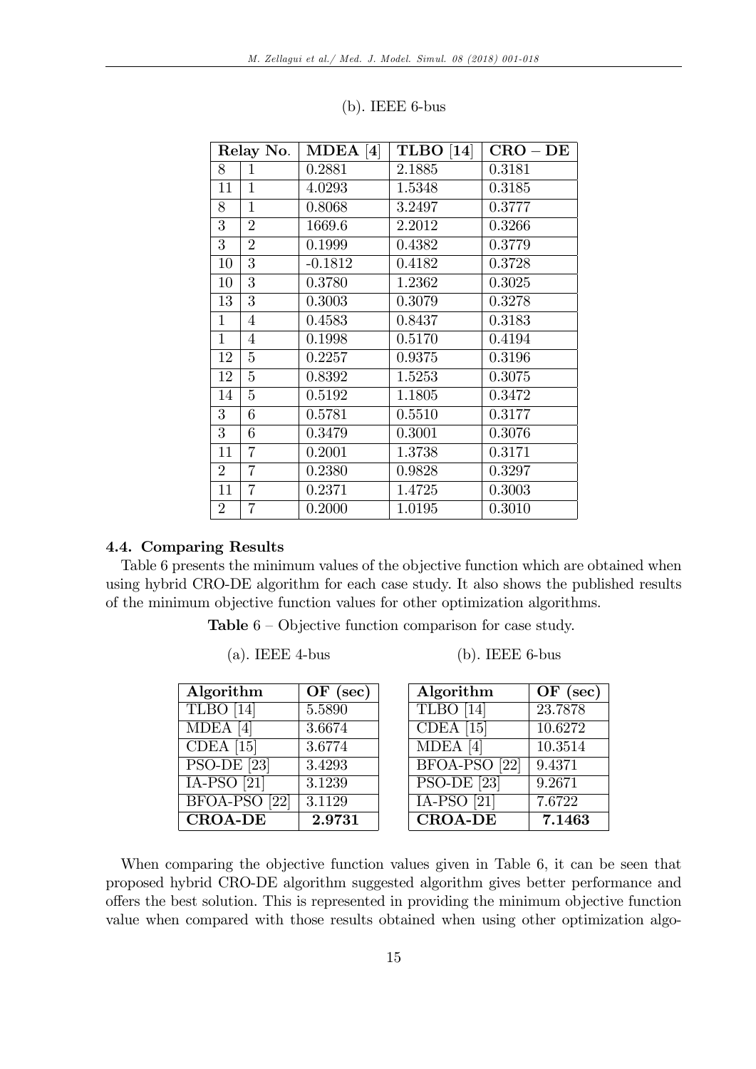(b). IEEE 6-bus

| Relay No. | | MDEA [4] | TLBO [14] | CRO – DE |
|---|---|---|---|---|
| 8 | 1 | 0.2881 | 2.1885 | 0.3181 |
| 11 | 1 | 4.0293 | 1.5348 | 0.3185 |
| 8 | 1 | 0.8068 | 3.2497 | 0.3777 |
| 3 | 2 | 1669.6 | 2.2012 | 0.3266 |
| 3 | 2 | 0.1999 | 0.4382 | 0.3779 |
| 10 | 3 | -0.1812 | 0.4182 | 0.3728 |
| 10 | 3 | 0.3780 | 1.2362 | 0.3025 |
| 13 | 3 | 0.3003 | 0.3079 | 0.3278 |
| 1 | 4 | 0.4583 | 0.8437 | 0.3183 |
| 1 | 4 | 0.1998 | 0.5170 | 0.4194 |
| 12 | 5 | 0.2257 | 0.9375 | 0.3196 |
| 12 | 5 | 0.8392 | 1.5253 | 0.3075 |
| 14 | 5 | 0.5192 | 1.1805 | 0.3472 |
| 3 | 6 | 0.5781 | 0.5510 | 0.3177 |
| 3 | 6 | 0.3479 | 0.3001 | 0.3076 |
| 11 | 7 | 0.2001 | 1.3738 | 0.3171 |
| 2 | 7 | 0.2380 | 0.9828 | 0.3297 |
| 11 | 7 | 0.2371 | 1.4725 | 0.3003 |
| 2 | 7 | 0.2000 | 1.0195 | 0.3010 |

### 4.4. Comparing Results

Table 6 presents the minimum values of the objective function which are obtained when using hybrid CRO-DE algorithm for each case study. It also shows the published results of the minimum objective function values for other optimization algorithms.

**Table** 6 – Objective function comparison for case study.

(a). IEEE 4-bus

| Algorithm | OF (sec) |
|---|---|
| TLBO [14] | 5.5890 |
| MDEA [4] | 3.6674 |
| CDEA [15] | 3.6774 |
| PSO-DE [23] | 3.4293 |
| IA-PSO [21] | 3.1239 |
| BFOA-PSO [22] | 3.1129 |
| **CROA-DE** | **2.9731** |

(b). IEEE 6-bus

| Algorithm | OF (sec) |
|---|---|
| TLBO [14] | 23.7878 |
| CDEA [15] | 10.6272 |
| MDEA [4] | 10.3514 |
| BFOA-PSO [22] | 9.4371 |
| PSO-DE [23] | 9.2671 |
| IA-PSO [21] | 7.6722 |
| **CROA-DE** | **7.1463** |

When comparing the objective function values given in Table 6, it can be seen that proposed hybrid CRO-DE algorithm suggested algorithm gives better performance and offers the best solution. This is represented in providing the minimum objective function value when compared with those results obtained when using other optimization algo-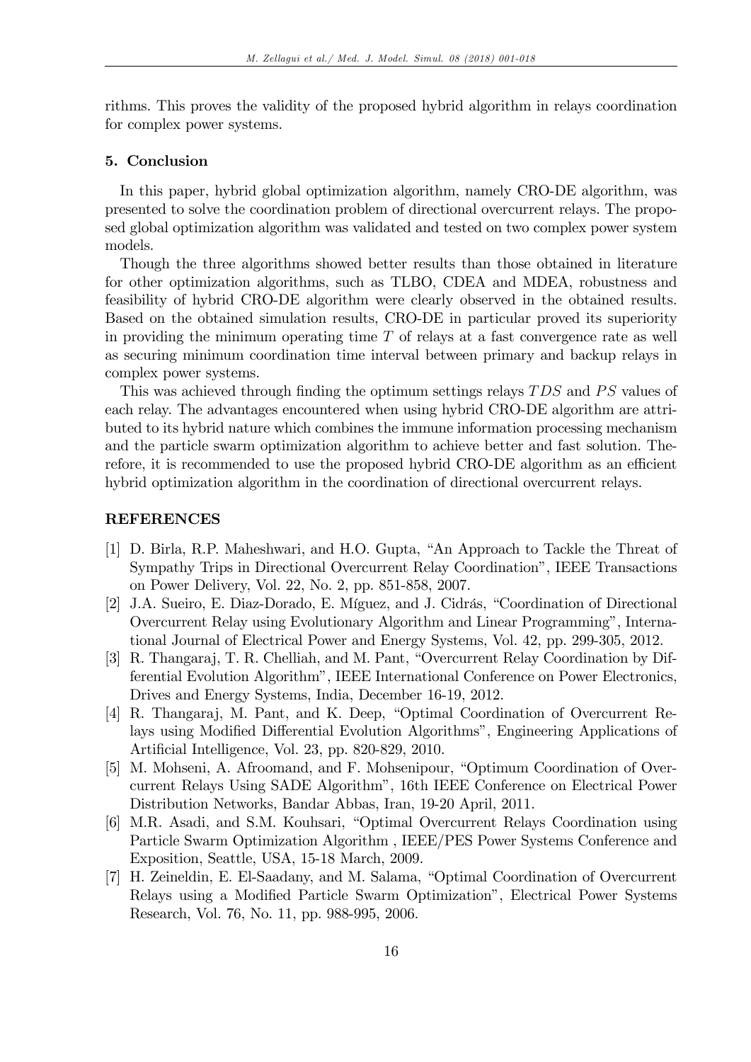rithms. This proves the validity of the proposed hybrid algorithm in relays coordination for complex power systems.

## 5. Conclusion

In this paper, hybrid global optimization algorithm, namely CRO-DE algorithm, was presented to solve the coordination problem of directional overcurrent relays. The proposed global optimization algorithm was validated and tested on two complex power system models.

Though the three algorithms showed better results than those obtained in literature for other optimization algorithms, such as TLBO, CDEA and MDEA, robustness and feasibility of hybrid CRO-DE algorithm were clearly observed in the obtained results. Based on the obtained simulation results, CRO-DE in particular proved its superiority in providing the minimum operating time $T$ of relays at a fast convergence rate as well as securing minimum coordination time interval between primary and backup relays in complex power systems.

This was achieved through finding the optimum settings relays $TDS$ and $PS$ values of each relay. The advantages encountered when using hybrid CRO-DE algorithm are attributed to its hybrid nature which combines the immune information processing mechanism and the particle swarm optimization algorithm to achieve better and fast solution. Therefore, it is recommended to use the proposed hybrid CRO-DE algorithm as an efficient hybrid optimization algorithm in the coordination of directional overcurrent relays.

## REFERENCES

[1] D. Birla, R.P. Maheshwari, and H.O. Gupta, "An Approach to Tackle the Threat of Sympathy Trips in Directional Overcurrent Relay Coordination", IEEE Transactions on Power Delivery, Vol. 22, No. 2, pp. 851-858, 2007.

[2] J.A. Sueiro, E. Diaz-Dorado, E. Míguez, and J. Cidrás, "Coordination of Directional Overcurrent Relay using Evolutionary Algorithm and Linear Programming", International Journal of Electrical Power and Energy Systems, Vol. 42, pp. 299-305, 2012.

[3] R. Thangaraj, T. R. Chelliah, and M. Pant, "Overcurrent Relay Coordination by Differential Evolution Algorithm", IEEE International Conference on Power Electronics, Drives and Energy Systems, India, December 16-19, 2012.

[4] R. Thangaraj, M. Pant, and K. Deep, "Optimal Coordination of Overcurrent Relays using Modified Differential Evolution Algorithms", Engineering Applications of Artificial Intelligence, Vol. 23, pp. 820-829, 2010.

[5] M. Mohseni, A. Afroomand, and F. Mohsenipour, "Optimum Coordination of Overcurrent Relays Using SADE Algorithm", 16th IEEE Conference on Electrical Power Distribution Networks, Bandar Abbas, Iran, 19-20 April, 2011.

[6] M.R. Asadi, and S.M. Kouhsari, "Optimal Overcurrent Relays Coordination using Particle Swarm Optimization Algorithm , IEEE/PES Power Systems Conference and Exposition, Seattle, USA, 15-18 March, 2009.

[7] H. Zeineldin, E. El-Saadany, and M. Salama, "Optimal Coordination of Overcurrent Relays using a Modified Particle Swarm Optimization", Electrical Power Systems Research, Vol. 76, No. 11, pp. 988-995, 2006.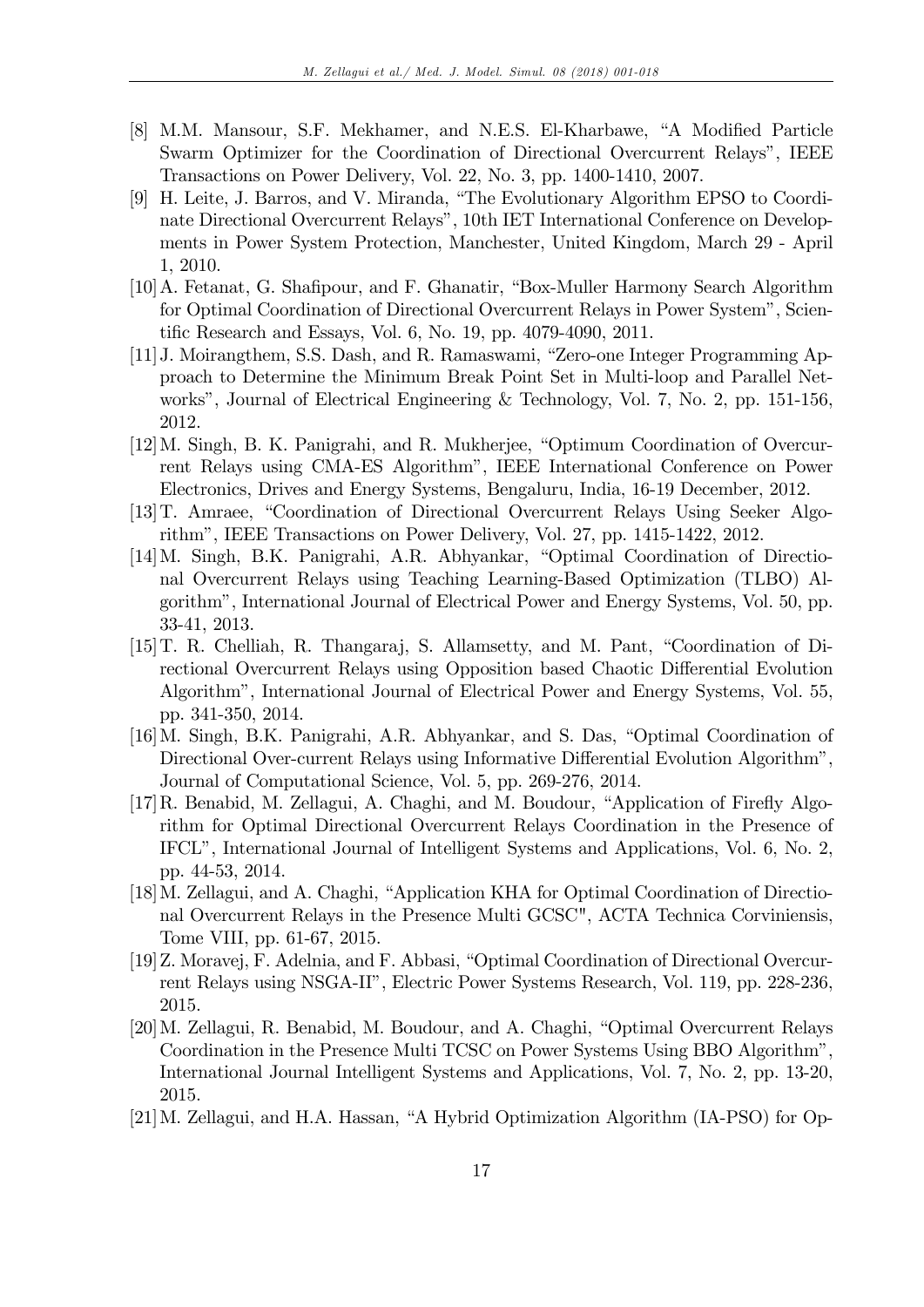[8] M.M. Mansour, S.F. Mekhamer, and N.E.S. El-Kharbawe, "A Modified Particle Swarm Optimizer for the Coordination of Directional Overcurrent Relays", IEEE Transactions on Power Delivery, Vol. 22, No. 3, pp. 1400-1410, 2007.

[9] H. Leite, J. Barros, and V. Miranda, "The Evolutionary Algorithm EPSO to Coordinate Directional Overcurrent Relays", 10th IET International Conference on Developments in Power System Protection, Manchester, United Kingdom, March 29 - April 1, 2010.

[10] A. Fetanat, G. Shafipour, and F. Ghanatir, "Box-Muller Harmony Search Algorithm for Optimal Coordination of Directional Overcurrent Relays in Power System", Scientific Research and Essays, Vol. 6, No. 19, pp. 4079-4090, 2011.

[11] J. Moirangthem, S.S. Dash, and R. Ramaswami, "Zero-one Integer Programming Approach to Determine the Minimum Break Point Set in Multi-loop and Parallel Networks", Journal of Electrical Engineering & Technology, Vol. 7, No. 2, pp. 151-156, 2012.

[12] M. Singh, B. K. Panigrahi, and R. Mukherjee, "Optimum Coordination of Overcurrent Relays using CMA-ES Algorithm", IEEE International Conference on Power Electronics, Drives and Energy Systems, Bengaluru, India, 16-19 December, 2012.

[13] T. Amraee, "Coordination of Directional Overcurrent Relays Using Seeker Algorithm", IEEE Transactions on Power Delivery, Vol. 27, pp. 1415-1422, 2012.

[14] M. Singh, B.K. Panigrahi, A.R. Abhyankar, "Optimal Coordination of Directional Overcurrent Relays using Teaching Learning-Based Optimization (TLBO) Algorithm", International Journal of Electrical Power and Energy Systems, Vol. 50, pp. 33-41, 2013.

[15] T. R. Chelliah, R. Thangaraj, S. Allamsetty, and M. Pant, "Coordination of Directional Overcurrent Relays using Opposition based Chaotic Differential Evolution Algorithm", International Journal of Electrical Power and Energy Systems, Vol. 55, pp. 341-350, 2014.

[16] M. Singh, B.K. Panigrahi, A.R. Abhyankar, and S. Das, "Optimal Coordination of Directional Over-current Relays using Informative Differential Evolution Algorithm", Journal of Computational Science, Vol. 5, pp. 269-276, 2014.

[17] R. Benabid, M. Zellagui, A. Chaghi, and M. Boudour, "Application of Firefly Algorithm for Optimal Directional Overcurrent Relays Coordination in the Presence of IFCL", International Journal of Intelligent Systems and Applications, Vol. 6, No. 2, pp. 44-53, 2014.

[18] M. Zellagui, and A. Chaghi, "Application KHA for Optimal Coordination of Directional Overcurrent Relays in the Presence Multi GCSC", ACTA Technica Corviniensis, Tome VIII, pp. 61-67, 2015.

[19] Z. Moravej, F. Adelnia, and F. Abbasi, "Optimal Coordination of Directional Overcurrent Relays using NSGA-II", Electric Power Systems Research, Vol. 119, pp. 228-236, 2015.

[20] M. Zellagui, R. Benabid, M. Boudour, and A. Chaghi, "Optimal Overcurrent Relays Coordination in the Presence Multi TCSC on Power Systems Using BBO Algorithm", International Journal Intelligent Systems and Applications, Vol. 7, No. 2, pp. 13-20, 2015.

[21] M. Zellagui, and H.A. Hassan, "A Hybrid Optimization Algorithm (IA-PSO) for Op-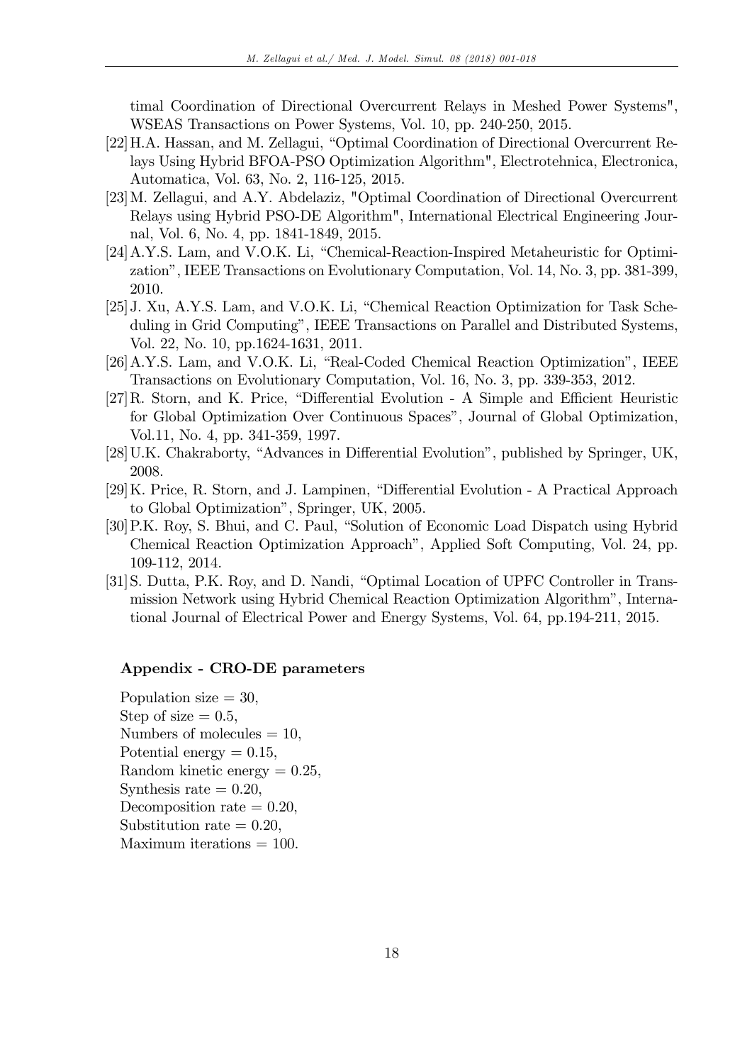timal Coordination of Directional Overcurrent Relays in Meshed Power Systems", WSEAS Transactions on Power Systems, Vol. 10, pp. 240-250, 2015.

[22] H.A. Hassan, and M. Zellagui, "Optimal Coordination of Directional Overcurrent Relays Using Hybrid BFOA-PSO Optimization Algorithm", Electrotehnica, Electronica, Automatica, Vol. 63, No. 2, 116-125, 2015.

[23] M. Zellagui, and A.Y. Abdelaziz, "Optimal Coordination of Directional Overcurrent Relays using Hybrid PSO-DE Algorithm", International Electrical Engineering Journal, Vol. 6, No. 4, pp. 1841-1849, 2015.

[24] A.Y.S. Lam, and V.O.K. Li, "Chemical-Reaction-Inspired Metaheuristic for Optimization", IEEE Transactions on Evolutionary Computation, Vol. 14, No. 3, pp. 381-399, 2010.

[25] J. Xu, A.Y.S. Lam, and V.O.K. Li, "Chemical Reaction Optimization for Task Scheduling in Grid Computing", IEEE Transactions on Parallel and Distributed Systems, Vol. 22, No. 10, pp.1624-1631, 2011.

[26] A.Y.S. Lam, and V.O.K. Li, "Real-Coded Chemical Reaction Optimization", IEEE Transactions on Evolutionary Computation, Vol. 16, No. 3, pp. 339-353, 2012.

[27] R. Storn, and K. Price, "Differential Evolution - A Simple and Efficient Heuristic for Global Optimization Over Continuous Spaces", Journal of Global Optimization, Vol.11, No. 4, pp. 341-359, 1997.

[28] U.K. Chakraborty, "Advances in Differential Evolution", published by Springer, UK, 2008.

[29] K. Price, R. Storn, and J. Lampinen, "Differential Evolution - A Practical Approach to Global Optimization", Springer, UK, 2005.

[30] P.K. Roy, S. Bhui, and C. Paul, "Solution of Economic Load Dispatch using Hybrid Chemical Reaction Optimization Approach", Applied Soft Computing, Vol. 24, pp. 109-112, 2014.

[31] S. Dutta, P.K. Roy, and D. Nandi, "Optimal Location of UPFC Controller in Transmission Network using Hybrid Chemical Reaction Optimization Algorithm", International Journal of Electrical Power and Energy Systems, Vol. 64, pp.194-211, 2015.

## Appendix - CRO-DE parameters

Population size = 30,
Step of size = 0.5,
Numbers of molecules = 10,
Potential energy = 0.15,
Random kinetic energy = 0.25,
Synthesis rate = 0.20,
Decomposition rate = 0.20,
Substitution rate = 0.20,
Maximum iterations = 100.